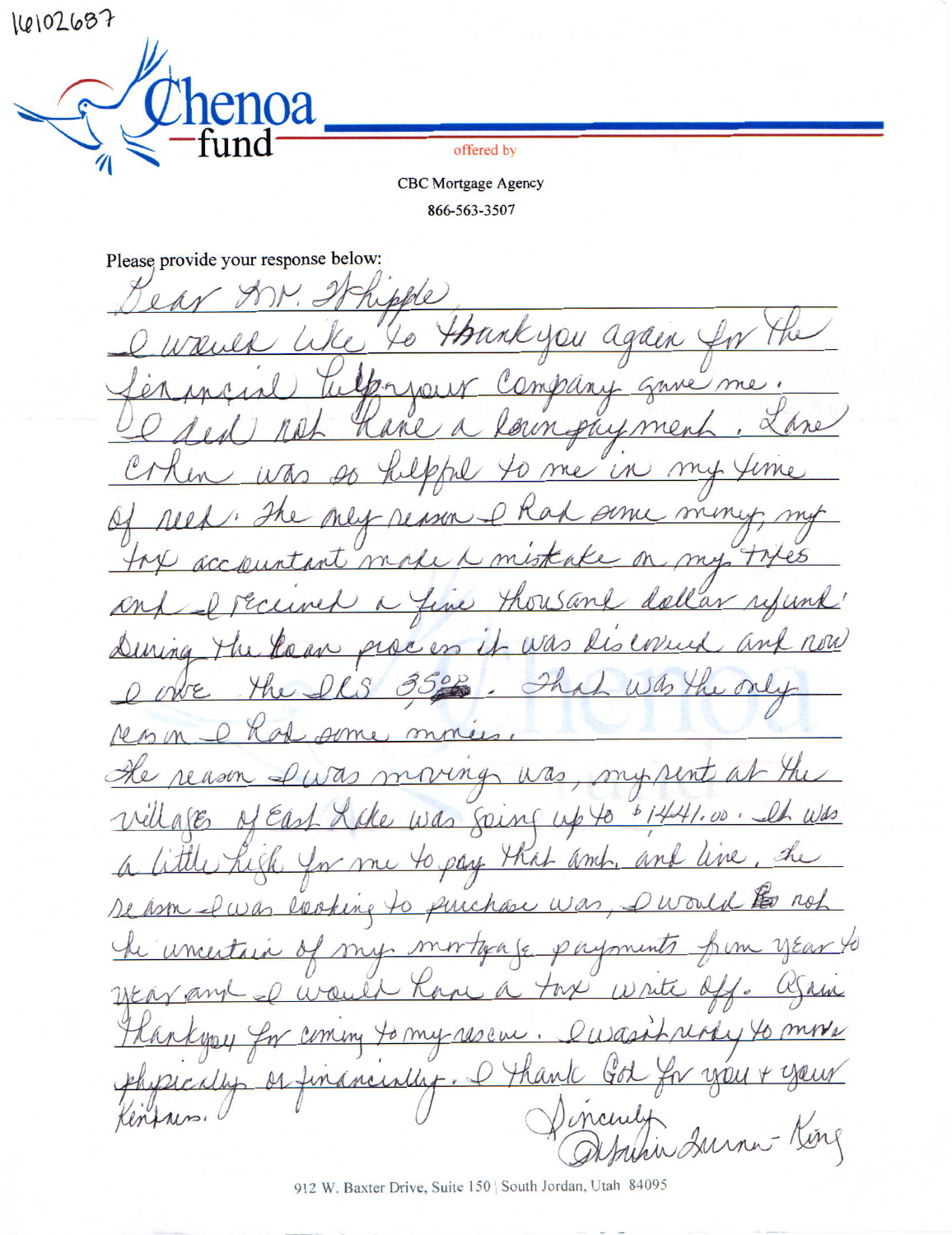16102687

# Chenoa fund

offered by

CBC Mortgage Agency

866-563-3507

Please provide your response below:

Dear Mr. Whipple

I would like to thank you again for the financial help your company gave me. I did not have a down payment. Lane Cohen was so helpful to me in my time of need. The only reason I had some money, my tax accountant made a mistake on my taxes and I received a five thousand dollar refund. During the loan process it was discovered and now I owe the IRS 3500. That was the only reason I had some monies.

The reason I was moving was, my rent at the Villages of East Lake was going up to $1441.00. It was a little high for me to pay that amt. and live. The reason I was looking to purchase was, I would not be uncertain of my mortgage payments from year to year and I would have a tax write off. Again Thank you for coming to my rescue. I wasn't ready to move physically or financially. I thank God for you + your kindness.

Sincerely
Ophelia Turner-King

912 W. Baxter Drive, Suite 150 | South Jordan, Utah 84095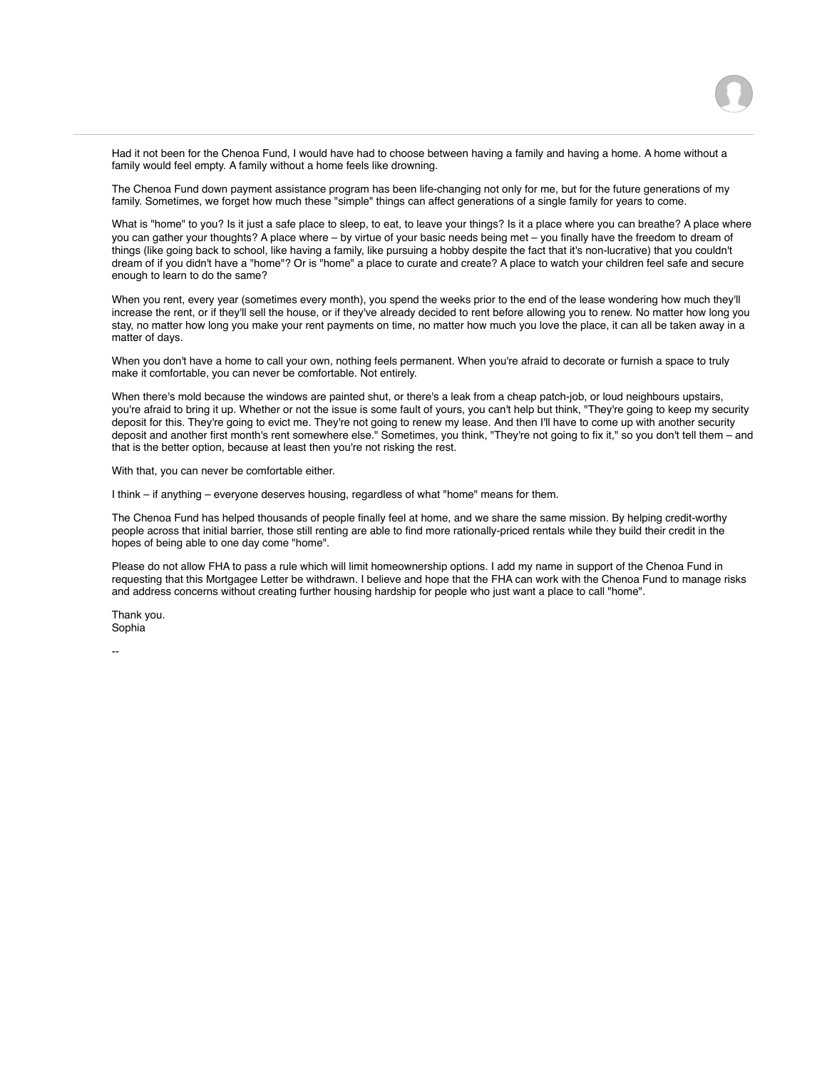Had it not been for the Chenoa Fund, I would have had to choose between having a family and having a home. A home without a family would feel empty. A family without a home feels like drowning.

The Chenoa Fund down payment assistance program has been life-changing not only for me, but for the future generations of my family. Sometimes, we forget how much these "simple" things can affect generations of a single family for years to come.

What is "home" to you? Is it just a safe place to sleep, to eat, to leave your things? Is it a place where you can breathe? A place where you can gather your thoughts? A place where – by virtue of your basic needs being met – you finally have the freedom to dream of things (like going back to school, like having a family, like pursuing a hobby despite the fact that it's non-lucrative) that you couldn't dream of if you didn't have a "home"? Or is "home" a place to curate and create? A place to watch your children feel safe and secure enough to learn to do the same?

When you rent, every year (sometimes every month), you spend the weeks prior to the end of the lease wondering how much they'll increase the rent, or if they'll sell the house, or if they've already decided to rent before allowing you to renew. No matter how long you stay, no matter how long you make your rent payments on time, no matter how much you love the place, it can all be taken away in a matter of days.

When you don't have a home to call your own, nothing feels permanent. When you're afraid to decorate or furnish a space to truly make it comfortable, you can never be comfortable. Not entirely.

When there's mold because the windows are painted shut, or there's a leak from a cheap patch-job, or loud neighbours upstairs, you're afraid to bring it up. Whether or not the issue is some fault of yours, you can't help but think, "They're going to keep my security deposit for this. They're going to evict me. They're not going to renew my lease. And then I'll have to come up with another security deposit and another first month's rent somewhere else." Sometimes, you think, "They're not going to fix it," so you don't tell them – and that is the better option, because at least then you're not risking the rest.

With that, you can never be comfortable either.

I think – if anything – everyone deserves housing, regardless of what "home" means for them.

The Chenoa Fund has helped thousands of people finally feel at home, and we share the same mission. By helping credit-worthy people across that initial barrier, those still renting are able to find more rationally-priced rentals while they build their credit in the hopes of being able to one day come "home".

Please do not allow FHA to pass a rule which will limit homeownership options. I add my name in support of the Chenoa Fund in requesting that this Mortgagee Letter be withdrawn. I believe and hope that the FHA can work with the Chenoa Fund to manage risks and address concerns without creating further housing hardship for people who just want a place to call "home".

Thank you.
Sophia

--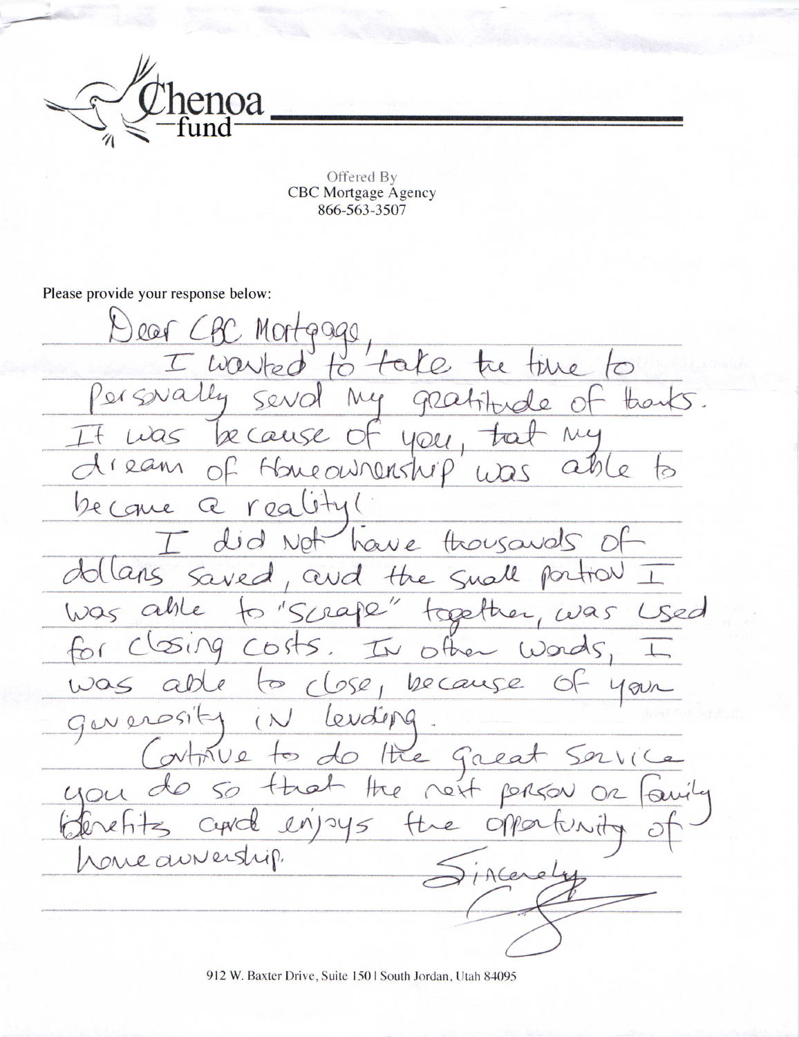Chenoa fund

Offered By
CBC Mortgage Agency
866-563-3507

Please provide your response below:

Dear CBC Mortgage,

I wanted to take the time to personally send my gratitude of thanks. It was because of you, that my dream of Homeownership was able to become a reality!

I did not have thousands of dollars saved, and the small portion I was able to "scrape" together, was used for closing costs. In other words, I was able to close, because of your generosity in lending.

Continue to do the great service you do so that the next person or family benefits and enjoys the opportunity of homeownership.

Sincerely

912 W. Baxter Drive, Suite 150 | South Jordan, Utah 84095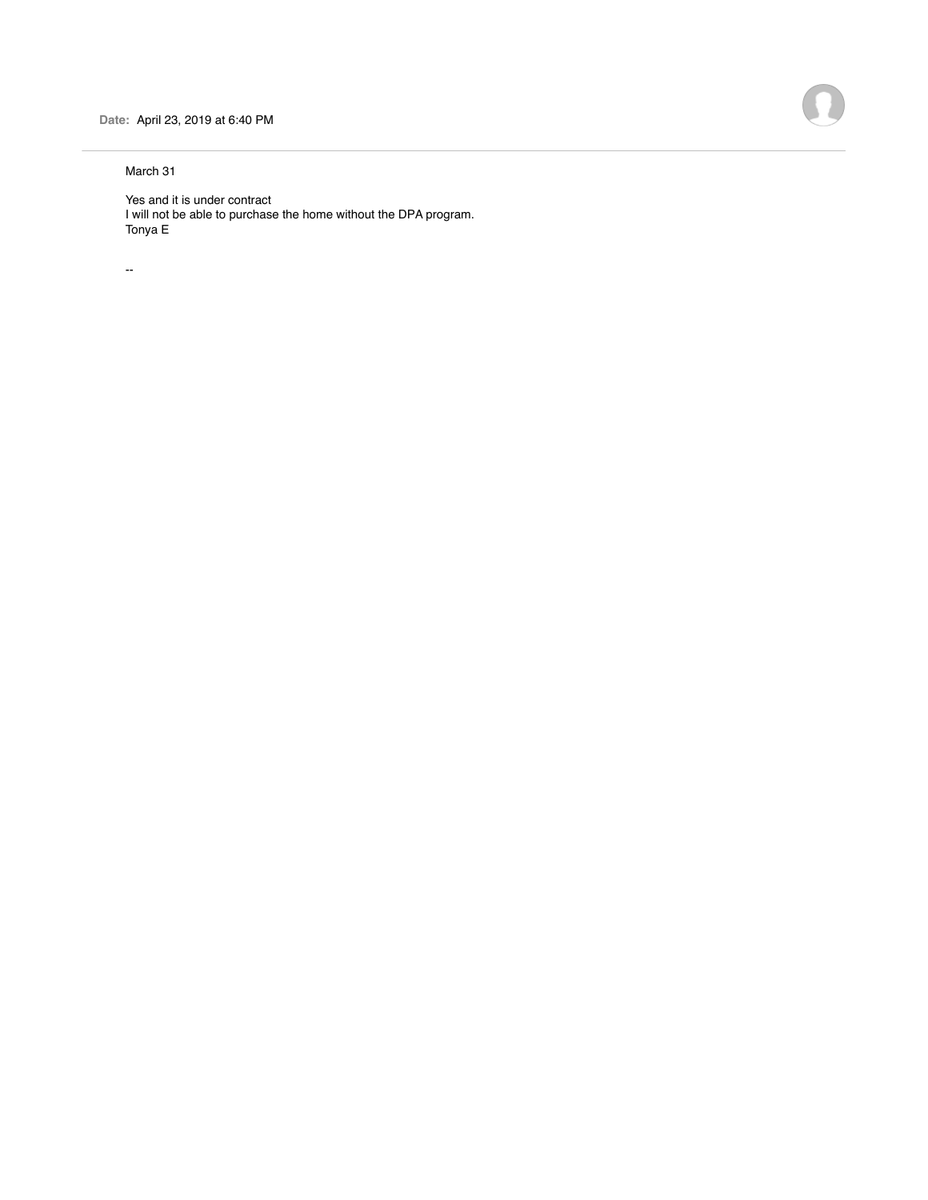**Date:** April 23, 2019 at 6:40 PM

---

March 31

Yes and it is under contract
I will not be able to purchase the home without the DPA program.
Tonya E

--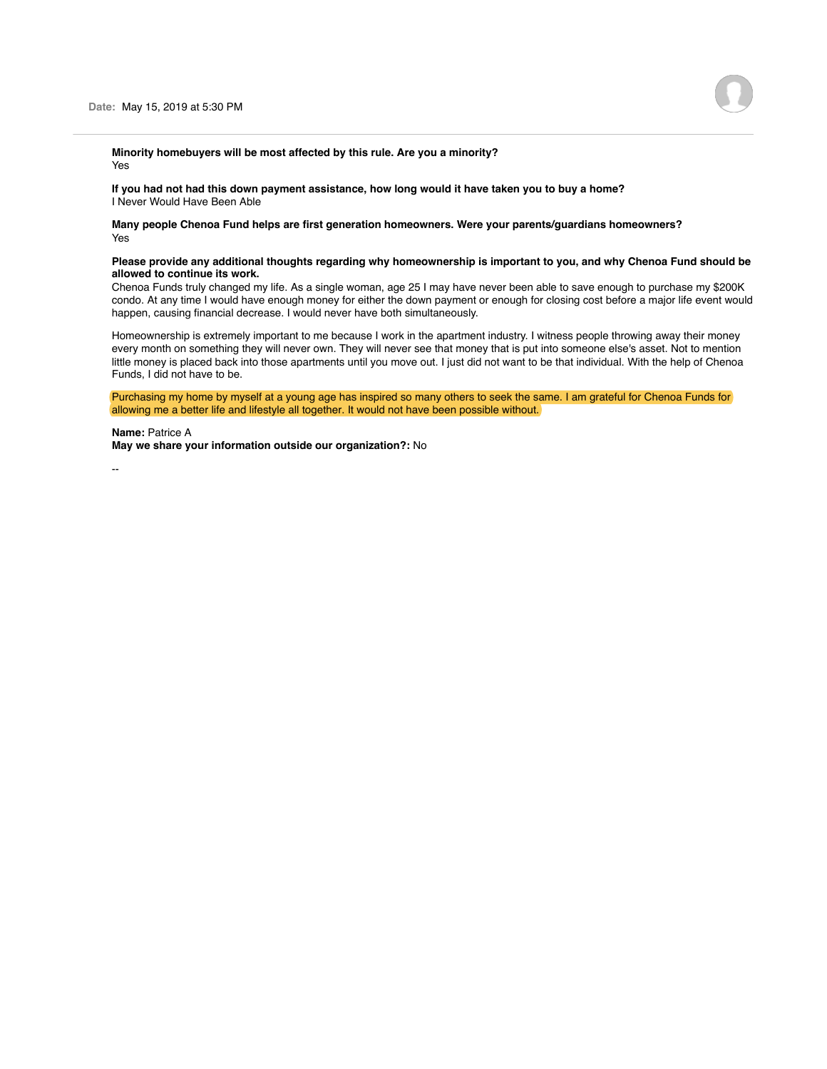**Date:** May 15, 2019 at 5:30 PM

**Minority homebuyers will be most affected by this rule. Are you a minority?**
Yes

**If you had not had this down payment assistance, how long would it have taken you to buy a home?**
I Never Would Have Been Able

**Many people Chenoa Fund helps are first generation homeowners. Were your parents/guardians homeowners?**
Yes

**Please provide any additional thoughts regarding why homeownership is important to you, and why Chenoa Fund should be allowed to continue its work.**
Chenoa Funds truly changed my life. As a single woman, age 25 I may have never been able to save enough to purchase my $200K condo. At any time I would have enough money for either the down payment or enough for closing cost before a major life event would happen, causing financial decrease. I would never have both simultaneously.

Homeownership is extremely important to me because I work in the apartment industry. I witness people throwing away their money every month on something they will never own. They will never see that money that is put into someone else's asset. Not to mention little money is placed back into those apartments until you move out. I just did not want to be that individual. With the help of Chenoa Funds, I did not have to be.

Purchasing my home by myself at a young age has inspired so many others to seek the same. I am grateful for Chenoa Funds for allowing me a better life and lifestyle all together. It would not have been possible without.

**Name:** Patrice A
**May we share your information outside our organization?:** No

--